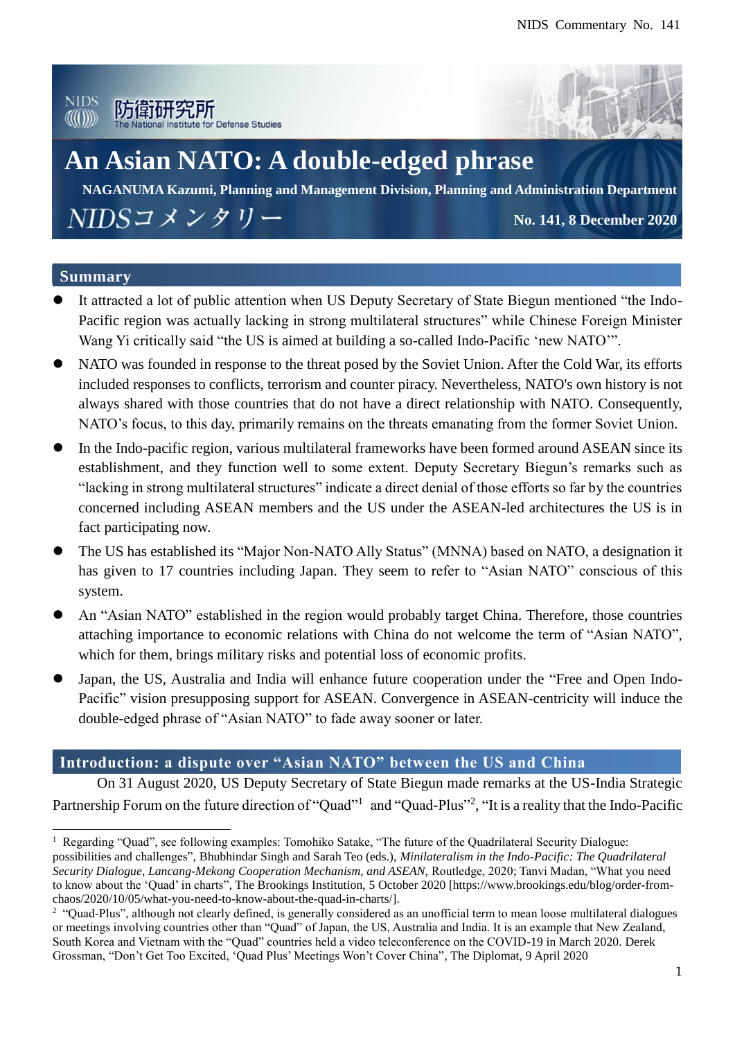# An Asian NATO: A double-edged phrase

**NAGANUMA Kazumi, Planning and Management Division, Planning and Administration Department**

NIDSコメンタリー

**No. 141, 8 December 2020**

## Summary

- It attracted a lot of public attention when US Deputy Secretary of State Biegun mentioned "the Indo-Pacific region was actually lacking in strong multilateral structures" while Chinese Foreign Minister Wang Yi critically said "the US is aimed at building a so-called Indo-Pacific 'new NATO'".
- NATO was founded in response to the threat posed by the Soviet Union. After the Cold War, its efforts included responses to conflicts, terrorism and counter piracy. Nevertheless, NATO's own history is not always shared with those countries that do not have a direct relationship with NATO. Consequently, NATO's focus, to this day, primarily remains on the threats emanating from the former Soviet Union.
- In the Indo-pacific region, various multilateral frameworks have been formed around ASEAN since its establishment, and they function well to some extent. Deputy Secretary Biegun's remarks such as "lacking in strong multilateral structures" indicate a direct denial of those efforts so far by the countries concerned including ASEAN members and the US under the ASEAN-led architectures the US is in fact participating now.
- The US has established its "Major Non-NATO Ally Status" (MNNA) based on NATO, a designation it has given to 17 countries including Japan. They seem to refer to "Asian NATO" conscious of this system.
- An "Asian NATO" established in the region would probably target China. Therefore, those countries attaching importance to economic relations with China do not welcome the term of "Asian NATO", which for them, brings military risks and potential loss of economic profits.
- Japan, the US, Australia and India will enhance future cooperation under the "Free and Open Indo-Pacific" vision presupposing support for ASEAN. Convergence in ASEAN-centricity will induce the double-edged phrase of "Asian NATO" to fade away sooner or later.

## Introduction: a dispute over "Asian NATO" between the US and China

On 31 August 2020, US Deputy Secretary of State Biegun made remarks at the US-India Strategic Partnership Forum on the future direction of "Quad"[1] and "Quad-Plus"[2], "It is a reality that the Indo-Pacific

---

[1] Regarding "Quad", see following examples: Tomohiko Satake, "The future of the Quadrilateral Security Dialogue: possibilities and challenges", Bhubhindar Singh and Sarah Teo (eds.), *Minilateralism in the Indo-Pacific: The Quadrilateral Security Dialogue, Lancang-Mekong Cooperation Mechanism, and ASEAN*, Routledge, 2020; Tanvi Madan, "What you need to know about the 'Quad' in charts", The Brookings Institution, 5 October 2020 [https://www.brookings.edu/blog/order-from-chaos/2020/10/05/what-you-need-to-know-about-the-quad-in-charts/].

[2] "Quad-Plus", although not clearly defined, is generally considered as an unofficial term to mean loose multilateral dialogues or meetings involving countries other than "Quad" of Japan, the US, Australia and India. It is an example that New Zealand, South Korea and Vietnam with the "Quad" countries held a video teleconference on the COVID-19 in March 2020. Derek Grossman, "Don't Get Too Excited, 'Quad Plus' Meetings Won't Cover China", The Diplomat, 9 April 2020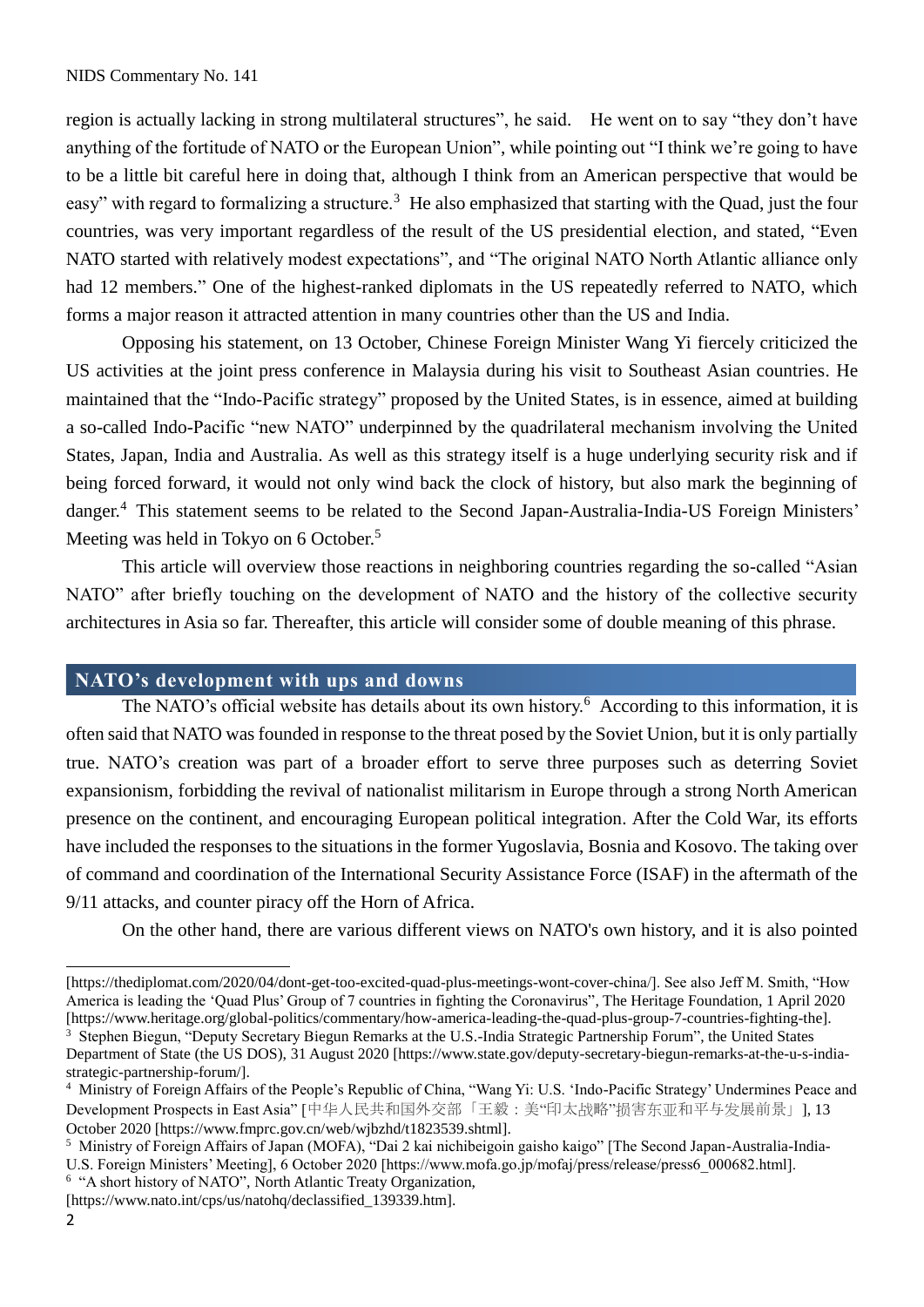region is actually lacking in strong multilateral structures", he said. He went on to say "they don't have anything of the fortitude of NATO or the European Union", while pointing out "I think we're going to have to be a little bit careful here in doing that, although I think from an American perspective that would be easy" with regard to formalizing a structure.[3] He also emphasized that starting with the Quad, just the four countries, was very important regardless of the result of the US presidential election, and stated, "Even NATO started with relatively modest expectations", and "The original NATO North Atlantic alliance only had 12 members." One of the highest-ranked diplomats in the US repeatedly referred to NATO, which forms a major reason it attracted attention in many countries other than the US and India.

Opposing his statement, on 13 October, Chinese Foreign Minister Wang Yi fiercely criticized the US activities at the joint press conference in Malaysia during his visit to Southeast Asian countries. He maintained that the "Indo-Pacific strategy" proposed by the United States, is in essence, aimed at building a so-called Indo-Pacific "new NATO" underpinned by the quadrilateral mechanism involving the United States, Japan, India and Australia. As well as this strategy itself is a huge underlying security risk and if being forced forward, it would not only wind back the clock of history, but also mark the beginning of danger.[4] This statement seems to be related to the Second Japan-Australia-India-US Foreign Ministers' Meeting was held in Tokyo on 6 October.[5]

This article will overview those reactions in neighboring countries regarding the so-called "Asian NATO" after briefly touching on the development of NATO and the history of the collective security architectures in Asia so far. Thereafter, this article will consider some of double meaning of this phrase.

## NATO's development with ups and downs

The NATO's official website has details about its own history.[6] According to this information, it is often said that NATO was founded in response to the threat posed by the Soviet Union, but it is only partially true. NATO's creation was part of a broader effort to serve three purposes such as deterring Soviet expansionism, forbidding the revival of nationalist militarism in Europe through a strong North American presence on the continent, and encouraging European political integration. After the Cold War, its efforts have included the responses to the situations in the former Yugoslavia, Bosnia and Kosovo. The taking over of command and coordination of the International Security Assistance Force (ISAF) in the aftermath of the 9/11 attacks, and counter piracy off the Horn of Africa.

On the other hand, there are various different views on NATO's own history, and it is also pointed

---

[https://thediplomat.com/2020/04/dont-get-too-excited-quad-plus-meetings-wont-cover-china/]. See also Jeff M. Smith, "How America is leading the 'Quad Plus' Group of 7 countries in fighting the Coronavirus", The Heritage Foundation, 1 April 2020 [https://www.heritage.org/global-politics/commentary/how-america-leading-the-quad-plus-group-7-countries-fighting-the].

[3] Stephen Biegun, "Deputy Secretary Biegun Remarks at the U.S.-India Strategic Partnership Forum", the United States Department of State (the US DOS), 31 August 2020 [https://www.state.gov/deputy-secretary-biegun-remarks-at-the-u-s-india-strategic-partnership-forum/].

[4] Ministry of Foreign Affairs of the People's Republic of China, "Wang Yi: U.S. 'Indo-Pacific Strategy' Undermines Peace and Development Prospects in East Asia" [中华人民共和国外交部「王毅：美"印太战略"损害东亚和平与发展前景」], 13 October 2020 [https://www.fmprc.gov.cn/web/wjbzhd/t1823539.shtml].

[5] Ministry of Foreign Affairs of Japan (MOFA), "Dai 2 kai nichibeigoin gaisho kaigo" [The Second Japan-Australia-India-U.S. Foreign Ministers' Meeting], 6 October 2020 [https://www.mofa.go.jp/mofaj/press/release/press6_000682.html].

[6] "A short history of NATO", North Atlantic Treaty Organization, [https://www.nato.int/cps/us/natohq/declassified_139339.htm].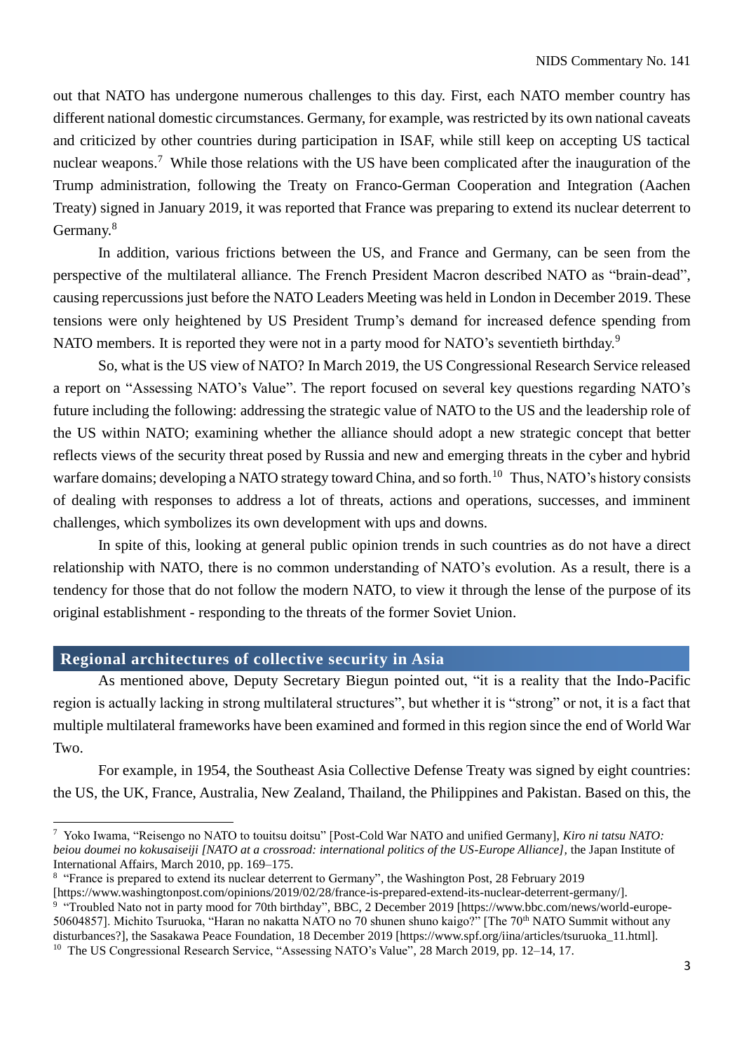out that NATO has undergone numerous challenges to this day. First, each NATO member country has different national domestic circumstances. Germany, for example, was restricted by its own national caveats and criticized by other countries during participation in ISAF, while still keep on accepting US tactical nuclear weapons.[7] While those relations with the US have been complicated after the inauguration of the Trump administration, following the Treaty on Franco-German Cooperation and Integration (Aachen Treaty) signed in January 2019, it was reported that France was preparing to extend its nuclear deterrent to Germany.[8]

In addition, various frictions between the US, and France and Germany, can be seen from the perspective of the multilateral alliance. The French President Macron described NATO as "brain-dead", causing repercussions just before the NATO Leaders Meeting was held in London in December 2019. These tensions were only heightened by US President Trump's demand for increased defence spending from NATO members. It is reported they were not in a party mood for NATO's seventieth birthday.[9]

So, what is the US view of NATO? In March 2019, the US Congressional Research Service released a report on "Assessing NATO's Value". The report focused on several key questions regarding NATO's future including the following: addressing the strategic value of NATO to the US and the leadership role of the US within NATO; examining whether the alliance should adopt a new strategic concept that better reflects views of the security threat posed by Russia and new and emerging threats in the cyber and hybrid warfare domains; developing a NATO strategy toward China, and so forth.[10] Thus, NATO's history consists of dealing with responses to address a lot of threats, actions and operations, successes, and imminent challenges, which symbolizes its own development with ups and downs.

In spite of this, looking at general public opinion trends in such countries as do not have a direct relationship with NATO, there is no common understanding of NATO's evolution. As a result, there is a tendency for those that do not follow the modern NATO, to view it through the lense of the purpose of its original establishment - responding to the threats of the former Soviet Union.

## Regional architectures of collective security in Asia

As mentioned above, Deputy Secretary Biegun pointed out, "it is a reality that the Indo-Pacific region is actually lacking in strong multilateral structures", but whether it is "strong" or not, it is a fact that multiple multilateral frameworks have been examined and formed in this region since the end of World War Two.

For example, in 1954, the Southeast Asia Collective Defense Treaty was signed by eight countries: the US, the UK, France, Australia, New Zealand, Thailand, the Philippines and Pakistan. Based on this, the

---

[7] Yoko Iwama, "Reisengo no NATO to touitsu doitsu" [Post-Cold War NATO and unified Germany], *Kiro ni tatsu NATO: beiou doumei no kokusaiseiji [NATO at a crossroad: international politics of the US-Europe Alliance]*, the Japan Institute of International Affairs, March 2010, pp. 169–175.

[8] "France is prepared to extend its nuclear deterrent to Germany", the Washington Post, 28 February 2019 [https://www.washingtonpost.com/opinions/2019/02/28/france-is-prepared-extend-its-nuclear-deterrent-germany/].

[9] "Troubled Nato not in party mood for 70th birthday", BBC, 2 December 2019 [https://www.bbc.com/news/world-europe-50604857]. Michito Tsuruoka, "Haran no nakatta NATO no 70 shunen shuno kaigo?" [The 70th NATO Summit without any disturbances?], the Sasakawa Peace Foundation, 18 December 2019 [https://www.spf.org/iina/articles/tsuruoka_11.html].

[10] The US Congressional Research Service, "Assessing NATO's Value", 28 March 2019, pp. 12–14, 17.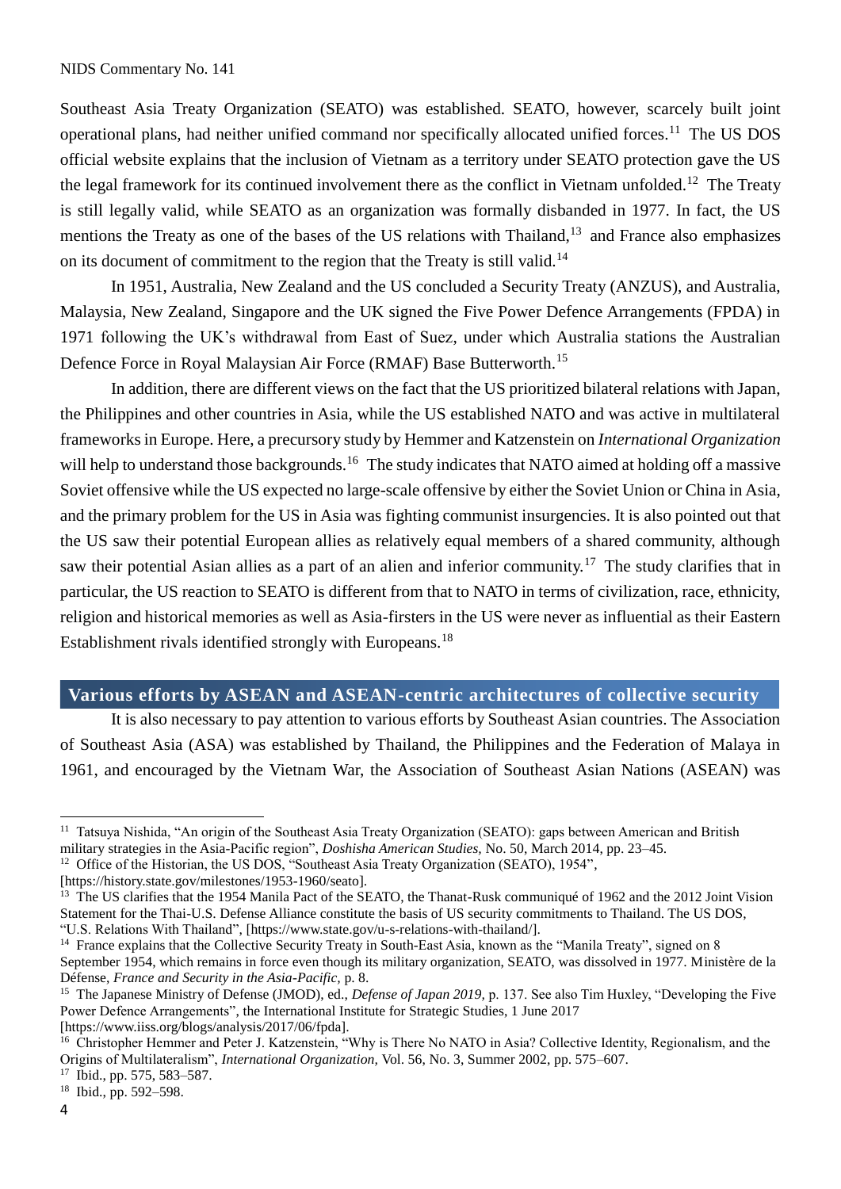Southeast Asia Treaty Organization (SEATO) was established. SEATO, however, scarcely built joint operational plans, had neither unified command nor specifically allocated unified forces.[11] The US DOS official website explains that the inclusion of Vietnam as a territory under SEATO protection gave the US the legal framework for its continued involvement there as the conflict in Vietnam unfolded.[12] The Treaty is still legally valid, while SEATO as an organization was formally disbanded in 1977. In fact, the US mentions the Treaty as one of the bases of the US relations with Thailand,[13] and France also emphasizes on its document of commitment to the region that the Treaty is still valid.[14]

In 1951, Australia, New Zealand and the US concluded a Security Treaty (ANZUS), and Australia, Malaysia, New Zealand, Singapore and the UK signed the Five Power Defence Arrangements (FPDA) in 1971 following the UK's withdrawal from East of Suez, under which Australia stations the Australian Defence Force in Royal Malaysian Air Force (RMAF) Base Butterworth.[15]

In addition, there are different views on the fact that the US prioritized bilateral relations with Japan, the Philippines and other countries in Asia, while the US established NATO and was active in multilateral frameworks in Europe. Here, a precursory study by Hemmer and Katzenstein on *International Organization* will help to understand those backgrounds.[16] The study indicates that NATO aimed at holding off a massive Soviet offensive while the US expected no large-scale offensive by either the Soviet Union or China in Asia, and the primary problem for the US in Asia was fighting communist insurgencies. It is also pointed out that the US saw their potential European allies as relatively equal members of a shared community, although saw their potential Asian allies as a part of an alien and inferior community.[17] The study clarifies that in particular, the US reaction to SEATO is different from that to NATO in terms of civilization, race, ethnicity, religion and historical memories as well as Asia-firsters in the US were never as influential as their Eastern Establishment rivals identified strongly with Europeans.[18]

## Various efforts by ASEAN and ASEAN-centric architectures of collective security

It is also necessary to pay attention to various efforts by Southeast Asian countries. The Association of Southeast Asia (ASA) was established by Thailand, the Philippines and the Federation of Malaya in 1961, and encouraged by the Vietnam War, the Association of Southeast Asian Nations (ASEAN) was

---

[11] Tatsuya Nishida, "An origin of the Southeast Asia Treaty Organization (SEATO): gaps between American and British military strategies in the Asia-Pacific region", *Doshisha American Studies*, No. 50, March 2014, pp. 23–45.

[12] Office of the Historian, the US DOS, "Southeast Asia Treaty Organization (SEATO), 1954", [https://history.state.gov/milestones/1953-1960/seato].

[13] The US clarifies that the 1954 Manila Pact of the SEATO, the Thanat-Rusk communiqué of 1962 and the 2012 Joint Vision Statement for the Thai-U.S. Defense Alliance constitute the basis of US security commitments to Thailand. The US DOS, "U.S. Relations With Thailand", [https://www.state.gov/u-s-relations-with-thailand/].

[14] France explains that the Collective Security Treaty in South-East Asia, known as the "Manila Treaty", signed on 8 September 1954, which remains in force even though its military organization, SEATO, was dissolved in 1977. Ministère de la Défense, *France and Security in the Asia-Pacific*, p. 8.

[15] The Japanese Ministry of Defense (JMOD), ed., *Defense of Japan 2019*, p. 137. See also Tim Huxley, "Developing the Five Power Defence Arrangements", the International Institute for Strategic Studies, 1 June 2017 [https://www.iiss.org/blogs/analysis/2017/06/fpda].

[16] Christopher Hemmer and Peter J. Katzenstein, "Why is There No NATO in Asia? Collective Identity, Regionalism, and the Origins of Multilateralism", *International Organization*, Vol. 56, No. 3, Summer 2002, pp. 575–607.

[17] Ibid., pp. 575, 583–587.

[18] Ibid., pp. 592–598.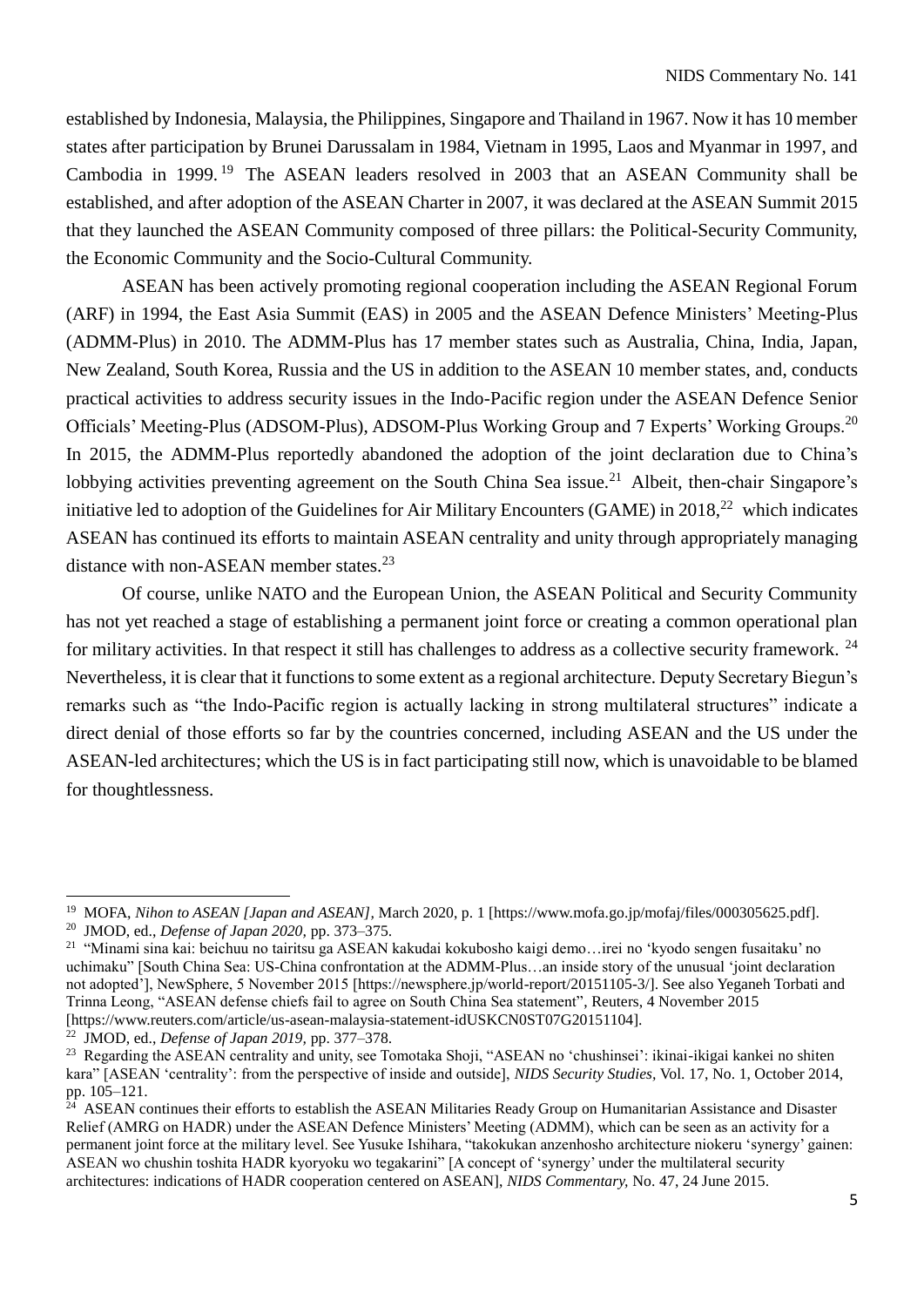established by Indonesia, Malaysia, the Philippines, Singapore and Thailand in 1967. Now it has 10 member states after participation by Brunei Darussalam in 1984, Vietnam in 1995, Laos and Myanmar in 1997, and Cambodia in 1999.[19] The ASEAN leaders resolved in 2003 that an ASEAN Community shall be established, and after adoption of the ASEAN Charter in 2007, it was declared at the ASEAN Summit 2015 that they launched the ASEAN Community composed of three pillars: the Political-Security Community, the Economic Community and the Socio-Cultural Community.

ASEAN has been actively promoting regional cooperation including the ASEAN Regional Forum (ARF) in 1994, the East Asia Summit (EAS) in 2005 and the ASEAN Defence Ministers' Meeting-Plus (ADMM-Plus) in 2010. The ADMM-Plus has 17 member states such as Australia, China, India, Japan, New Zealand, South Korea, Russia and the US in addition to the ASEAN 10 member states, and, conducts practical activities to address security issues in the Indo-Pacific region under the ASEAN Defence Senior Officials' Meeting-Plus (ADSOM-Plus), ADSOM-Plus Working Group and 7 Experts' Working Groups.[20] In 2015, the ADMM-Plus reportedly abandoned the adoption of the joint declaration due to China's lobbying activities preventing agreement on the South China Sea issue.[21] Albeit, then-chair Singapore's initiative led to adoption of the Guidelines for Air Military Encounters (GAME) in 2018,[22] which indicates ASEAN has continued its efforts to maintain ASEAN centrality and unity through appropriately managing distance with non-ASEAN member states.[23]

Of course, unlike NATO and the European Union, the ASEAN Political and Security Community has not yet reached a stage of establishing a permanent joint force or creating a common operational plan for military activities. In that respect it still has challenges to address as a collective security framework.[24] Nevertheless, it is clear that it functions to some extent as a regional architecture. Deputy Secretary Biegun's remarks such as "the Indo-Pacific region is actually lacking in strong multilateral structures" indicate a direct denial of those efforts so far by the countries concerned, including ASEAN and the US under the ASEAN-led architectures; which the US is in fact participating still now, which is unavoidable to be blamed for thoughtlessness.

---

[19] MOFA, *Nihon to ASEAN [Japan and ASEAN]*, March 2020, p. 1 [https://www.mofa.go.jp/mofaj/files/000305625.pdf].

[20] JMOD, ed., *Defense of Japan 2020*, pp. 373–375.

[21] "Minami sina kai: beichuu no tairitsu ga ASEAN kakudai kokubosho kaigi demo…irei no 'kyodo sengen fusaitaku' no uchimaku" [South China Sea: US-China confrontation at the ADMM-Plus…an inside story of the unusual 'joint declaration not adopted'], NewSphere, 5 November 2015 [https://newsphere.jp/world-report/20151105-3/]. See also Yeganeh Torbati and Trinna Leong, "ASEAN defense chiefs fail to agree on South China Sea statement", Reuters, 4 November 2015 [https://www.reuters.com/article/us-asean-malaysia-statement-idUSKCN0ST07G20151104].

[22] JMOD, ed., *Defense of Japan 2019*, pp. 377–378.

[23] Regarding the ASEAN centrality and unity, see Tomotaka Shoji, "ASEAN no 'chushinsei': ikinai-ikigai kankei no shiten kara" [ASEAN 'centrality': from the perspective of inside and outside], *NIDS Security Studies*, Vol. 17, No. 1, October 2014, pp. 105–121.

[24] ASEAN continues their efforts to establish the ASEAN Militaries Ready Group on Humanitarian Assistance and Disaster Relief (AMRG on HADR) under the ASEAN Defence Ministers' Meeting (ADMM), which can be seen as an activity for a permanent joint force at the military level. See Yusuke Ishihara, "takokukan anzenhosho architecture niokeru 'synergy' gainen: ASEAN wo chushin toshita HADR kyoryoku wo tegakarini" [A concept of 'synergy' under the multilateral security architectures: indications of HADR cooperation centered on ASEAN], *NIDS Commentary*, No. 47, 24 June 2015.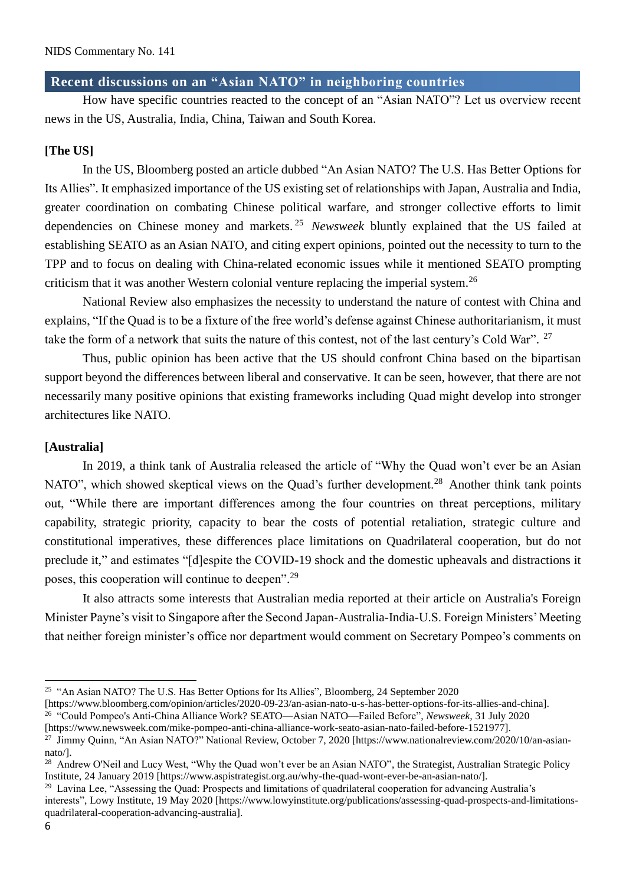## Recent discussions on an "Asian NATO" in neighboring countries

How have specific countries reacted to the concept of an "Asian NATO"? Let us overview recent news in the US, Australia, India, China, Taiwan and South Korea.

**[The US]**

In the US, Bloomberg posted an article dubbed "An Asian NATO? The U.S. Has Better Options for Its Allies". It emphasized importance of the US existing set of relationships with Japan, Australia and India, greater coordination on combating Chinese political warfare, and stronger collective efforts to limit dependencies on Chinese money and markets.[25] *Newsweek* bluntly explained that the US failed at establishing SEATO as an Asian NATO, and citing expert opinions, pointed out the necessity to turn to the TPP and to focus on dealing with China-related economic issues while it mentioned SEATO prompting criticism that it was another Western colonial venture replacing the imperial system.[26]

National Review also emphasizes the necessity to understand the nature of contest with China and explains, "If the Quad is to be a fixture of the free world's defense against Chinese authoritarianism, it must take the form of a network that suits the nature of this contest, not of the last century's Cold War". [27]

Thus, public opinion has been active that the US should confront China based on the bipartisan support beyond the differences between liberal and conservative. It can be seen, however, that there are not necessarily many positive opinions that existing frameworks including Quad might develop into stronger architectures like NATO.

**[Australia]**

In 2019, a think tank of Australia released the article of "Why the Quad won't ever be an Asian NATO", which showed skeptical views on the Quad's further development.[28] Another think tank points out, "While there are important differences among the four countries on threat perceptions, military capability, strategic priority, capacity to bear the costs of potential retaliation, strategic culture and constitutional imperatives, these differences place limitations on Quadrilateral cooperation, but do not preclude it," and estimates "[d]espite the COVID-19 shock and the domestic upheavals and distractions it poses, this cooperation will continue to deepen".[29]

It also attracts some interests that Australian media reported at their article on Australia's Foreign Minister Payne's visit to Singapore after the Second Japan-Australia-India-U.S. Foreign Ministers' Meeting that neither foreign minister's office nor department would comment on Secretary Pompeo's comments on

---

[25] "An Asian NATO? The U.S. Has Better Options for Its Allies", Bloomberg, 24 September 2020 [https://www.bloomberg.com/opinion/articles/2020-09-23/an-asian-nato-u-s-has-better-options-for-its-allies-and-china].

[26] "Could Pompeo's Anti-China Alliance Work? SEATO—Asian NATO—Failed Before", *Newsweek*, 31 July 2020 [https://www.newsweek.com/mike-pompeo-anti-china-alliance-work-seato-asian-nato-failed-before-1521977].

[27] Jimmy Quinn, "An Asian NATO?" National Review, October 7, 2020 [https://www.nationalreview.com/2020/10/an-asian-nato/].

[28] Andrew O'Neil and Lucy West, "Why the Quad won't ever be an Asian NATO", the Strategist, Australian Strategic Policy Institute, 24 January 2019 [https://www.aspistrategist.org.au/why-the-quad-wont-ever-be-an-asian-nato/].

[29] Lavina Lee, "Assessing the Quad: Prospects and limitations of quadrilateral cooperation for advancing Australia's interests", Lowy Institute, 19 May 2020 [https://www.lowyinstitute.org/publications/assessing-quad-prospects-and-limitations-quadrilateral-cooperation-advancing-australia].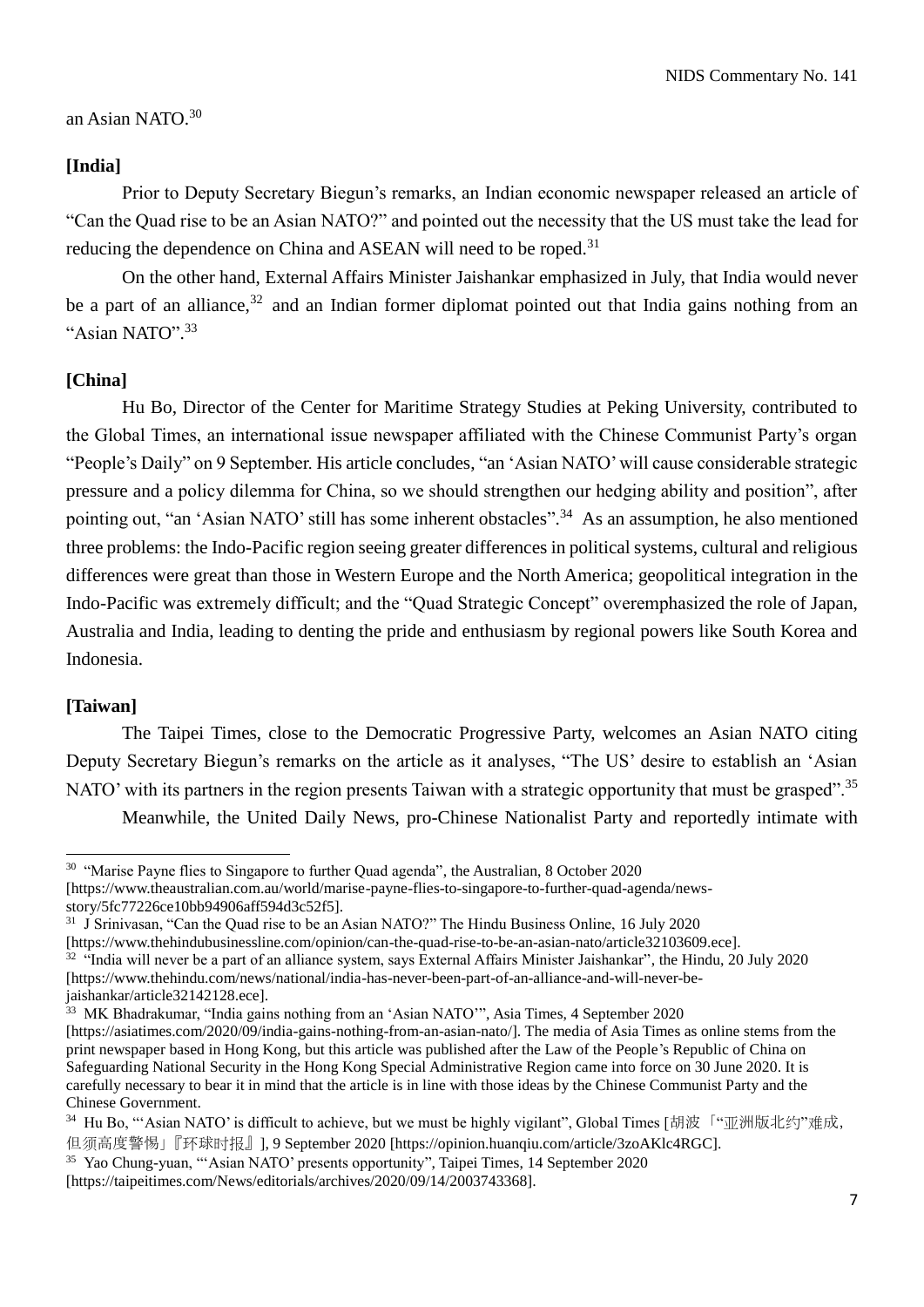an Asian NATO.[30]

**[India]**

Prior to Deputy Secretary Biegun's remarks, an Indian economic newspaper released an article of "Can the Quad rise to be an Asian NATO?" and pointed out the necessity that the US must take the lead for reducing the dependence on China and ASEAN will need to be roped.[31]

On the other hand, External Affairs Minister Jaishankar emphasized in July, that India would never be a part of an alliance,[32] and an Indian former diplomat pointed out that India gains nothing from an "Asian NATO".[33]

**[China]**

Hu Bo, Director of the Center for Maritime Strategy Studies at Peking University, contributed to the Global Times, an international issue newspaper affiliated with the Chinese Communist Party's organ "People's Daily" on 9 September. His article concludes, "an 'Asian NATO' will cause considerable strategic pressure and a policy dilemma for China, so we should strengthen our hedging ability and position", after pointing out, "an 'Asian NATO' still has some inherent obstacles".[34] As an assumption, he also mentioned three problems: the Indo-Pacific region seeing greater differences in political systems, cultural and religious differences were great than those in Western Europe and the North America; geopolitical integration in the Indo-Pacific was extremely difficult; and the "Quad Strategic Concept" overemphasized the role of Japan, Australia and India, leading to denting the pride and enthusiasm by regional powers like South Korea and Indonesia.

**[Taiwan]**

The Taipei Times, close to the Democratic Progressive Party, welcomes an Asian NATO citing Deputy Secretary Biegun's remarks on the article as it analyses, "The US' desire to establish an 'Asian NATO' with its partners in the region presents Taiwan with a strategic opportunity that must be grasped".[35]

Meanwhile, the United Daily News, pro-Chinese Nationalist Party and reportedly intimate with

---

[30] "Marise Payne flies to Singapore to further Quad agenda", the Australian, 8 October 2020 [https://www.theaustralian.com.au/world/marise-payne-flies-to-singapore-to-further-quad-agenda/news-story/5fc77226ce10bb94906aff594d3c52f5].

[31] J Srinivasan, "Can the Quad rise to be an Asian NATO?" The Hindu Business Online, 16 July 2020 [https://www.thehindubusinessline.com/opinion/can-the-quad-rise-to-be-an-asian-nato/article32103609.ece].

[32] "India will never be a part of an alliance system, says External Affairs Minister Jaishankar", the Hindu, 20 July 2020 [https://www.thehindu.com/news/national/india-has-never-been-part-of-an-alliance-and-will-never-be-jaishankar/article32142128.ece].

[33] MK Bhadrakumar, "India gains nothing from an 'Asian NATO'", Asia Times, 4 September 2020 [https://asiatimes.com/2020/09/india-gains-nothing-from-an-asian-nato/]. The media of Asia Times as online stems from the print newspaper based in Hong Kong, but this article was published after the Law of the People's Republic of China on Safeguarding National Security in the Hong Kong Special Administrative Region came into force on 30 June 2020. It is carefully necessary to bear it in mind that the article is in line with those ideas by the Chinese Communist Party and the Chinese Government.

[34] Hu Bo, "'Asian NATO' is difficult to achieve, but we must be highly vigilant", Global Times [胡波「"亚洲版北约"难成，但须高度警惕」『环球时报』], 9 September 2020 [https://opinion.huanqiu.com/article/3zoAKlc4RGC].

[35] Yao Chung-yuan, "'Asian NATO' presents opportunity", Taipei Times, 14 September 2020 [https://taipeitimes.com/News/editorials/archives/2020/09/14/2003743368].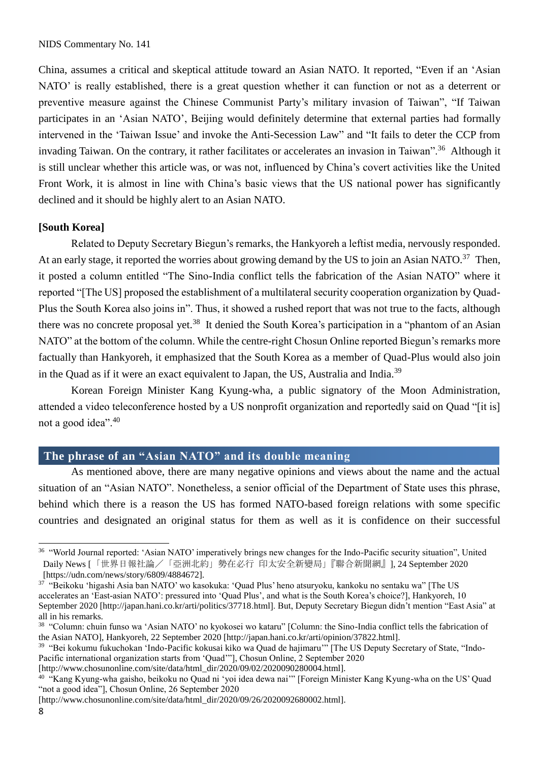China, assumes a critical and skeptical attitude toward an Asian NATO. It reported, "Even if an 'Asian NATO' is really established, there is a great question whether it can function or not as a deterrent or preventive measure against the Chinese Communist Party's military invasion of Taiwan", "If Taiwan participates in an 'Asian NATO', Beijing would definitely determine that external parties had formally intervened in the 'Taiwan Issue' and invoke the Anti-Secession Law" and "It fails to deter the CCP from invading Taiwan. On the contrary, it rather facilitates or accelerates an invasion in Taiwan".[36] Although it is still unclear whether this article was, or was not, influenced by China's covert activities like the United Front Work, it is almost in line with China's basic views that the US national power has significantly declined and it should be highly alert to an Asian NATO.

**[South Korea]**

Related to Deputy Secretary Biegun's remarks, the Hankyoreh a leftist media, nervously responded. At an early stage, it reported the worries about growing demand by the US to join an Asian NATO.[37] Then, it posted a column entitled "The Sino-India conflict tells the fabrication of the Asian NATO" where it reported "[The US] proposed the establishment of a multilateral security cooperation organization by Quad-Plus the South Korea also joins in". Thus, it showed a rushed report that was not true to the facts, although there was no concrete proposal yet.[38] It denied the South Korea's participation in a "phantom of an Asian NATO" at the bottom of the column. While the centre-right Chosun Online reported Biegun's remarks more factually than Hankyoreh, it emphasized that the South Korea as a member of Quad-Plus would also join in the Quad as if it were an exact equivalent to Japan, the US, Australia and India.[39]

Korean Foreign Minister Kang Kyung-wha, a public signatory of the Moon Administration, attended a video teleconference hosted by a US nonprofit organization and reportedly said on Quad "[it is] not a good idea".[40]

## The phrase of an "Asian NATO" and its double meaning

As mentioned above, there are many negative opinions and views about the name and the actual situation of an "Asian NATO". Nonetheless, a senior official of the Department of State uses this phrase, behind which there is a reason the US has formed NATO-based foreign relations with some specific countries and designated an original status for them as well as it is confidence on their successful

---

[36] "World Journal reported: 'Asian NATO' imperatively brings new changes for the Indo-Pacific security situation", United Daily News [「世界日報社論／「亞洲北約」勢在必行 印太安全新變局」『聯合新聞網』], 24 September 2020 [https://udn.com/news/story/6809/4884672].

[37] "Beikoku 'higashi Asia ban NATO' wo kasokuka: 'Quad Plus' heno atsuryoku, kankoku no sentaku wa" [The US accelerates an 'East-asian NATO': pressured into 'Quad Plus', and what is the South Korea's choice?], Hankyoreh, 10 September 2020 [http://japan.hani.co.kr/arti/politics/37718.html]. But, Deputy Secretary Biegun didn't mention "East Asia" at all in his remarks.

[38] "Column: chuin funso wa 'Asian NATO' no kyokosei wo kataru" [Column: the Sino-India conflict tells the fabrication of the Asian NATO], Hankyoreh, 22 September 2020 [http://japan.hani.co.kr/arti/opinion/37822.html].

[39] "Bei kokumu fukuchokan 'Indo-Pacific kokusai kiko wa Quad de hajimaru'" [The US Deputy Secretary of State, "Indo-Pacific international organization starts from 'Quad'"], Chosun Online, 2 September 2020 [http://www.chosunonline.com/site/data/html_dir/2020/09/02/2020090280004.html].

[40] "Kang Kyung-wha gaisho, beikoku no Quad ni 'yoi idea dewa nai'" [Foreign Minister Kang Kyung-wha on the US' Quad "not a good idea"], Chosun Online, 26 September 2020 [http://www.chosunonline.com/site/data/html_dir/2020/09/26/2020092680002.html].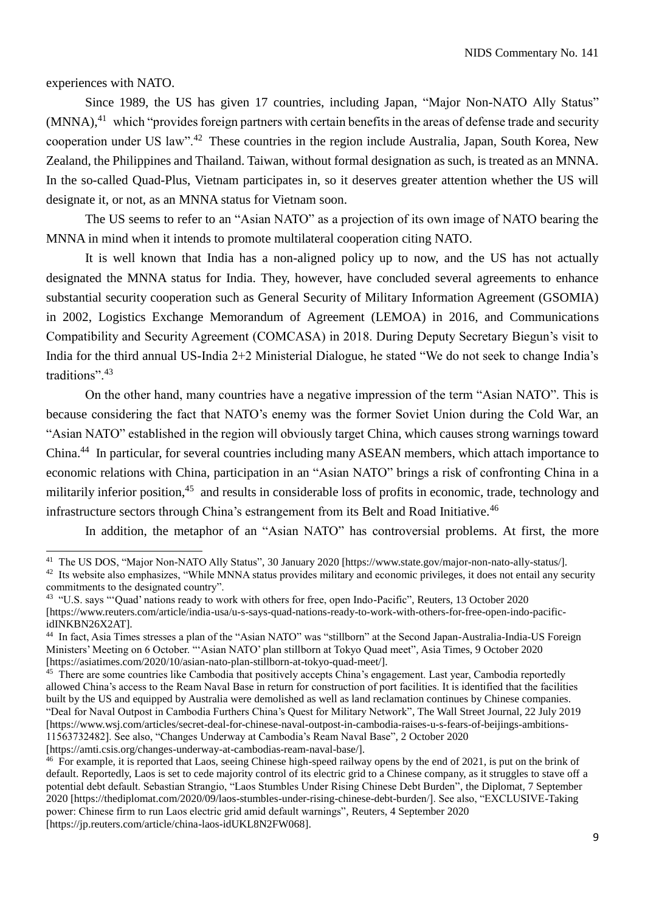experiences with NATO.

Since 1989, the US has given 17 countries, including Japan, "Major Non-NATO Ally Status" (MNNA),[41] which "provides foreign partners with certain benefits in the areas of defense trade and security cooperation under US law".[42] These countries in the region include Australia, Japan, South Korea, New Zealand, the Philippines and Thailand. Taiwan, without formal designation as such, is treated as an MNNA. In the so-called Quad-Plus, Vietnam participates in, so it deserves greater attention whether the US will designate it, or not, as an MNNA status for Vietnam soon.

The US seems to refer to an "Asian NATO" as a projection of its own image of NATO bearing the MNNA in mind when it intends to promote multilateral cooperation citing NATO.

It is well known that India has a non-aligned policy up to now, and the US has not actually designated the MNNA status for India. They, however, have concluded several agreements to enhance substantial security cooperation such as General Security of Military Information Agreement (GSOMIA) in 2002, Logistics Exchange Memorandum of Agreement (LEMOA) in 2016, and Communications Compatibility and Security Agreement (COMCASA) in 2018. During Deputy Secretary Biegun's visit to India for the third annual US-India 2+2 Ministerial Dialogue, he stated "We do not seek to change India's traditions".[43]

On the other hand, many countries have a negative impression of the term "Asian NATO". This is because considering the fact that NATO's enemy was the former Soviet Union during the Cold War, an "Asian NATO" established in the region will obviously target China, which causes strong warnings toward China.[44] In particular, for several countries including many ASEAN members, which attach importance to economic relations with China, participation in an "Asian NATO" brings a risk of confronting China in a militarily inferior position,[45] and results in considerable loss of profits in economic, trade, technology and infrastructure sectors through China's estrangement from its Belt and Road Initiative.[46]

In addition, the metaphor of an "Asian NATO" has controversial problems. At first, the more

---

[41] The US DOS, "Major Non-NATO Ally Status", 30 January 2020 [https://www.state.gov/major-non-nato-ally-status/].

[42] Its website also emphasizes, "While MNNA status provides military and economic privileges, it does not entail any security commitments to the designated country".

[43] "U.S. says "'Quad' nations ready to work with others for free, open Indo-Pacific", Reuters, 13 October 2020 [https://www.reuters.com/article/india-usa/u-s-says-quad-nations-ready-to-work-with-others-for-free-open-indo-pacific-idINKBN26X2AT].

[44] In fact, Asia Times stresses a plan of the "Asian NATO" was "stillborn" at the Second Japan-Australia-India-US Foreign Ministers' Meeting on 6 October. "'Asian NATO' plan stillborn at Tokyo Quad meet", Asia Times, 9 October 2020 [https://asiatimes.com/2020/10/asian-nato-plan-stillborn-at-tokyo-quad-meet/].

[45] There are some countries like Cambodia that positively accepts China's engagement. Last year, Cambodia reportedly allowed China's access to the Ream Naval Base in return for construction of port facilities. It is identified that the facilities built by the US and equipped by Australia were demolished as well as land reclamation continues by Chinese companies. "Deal for Naval Outpost in Cambodia Furthers China's Quest for Military Network", The Wall Street Journal, 22 July 2019 [https://www.wsj.com/articles/secret-deal-for-chinese-naval-outpost-in-cambodia-raises-u-s-fears-of-beijings-ambitions-11563732482]. See also, "Changes Underway at Cambodia's Ream Naval Base", 2 October 2020 [https://amti.csis.org/changes-underway-at-cambodias-ream-naval-base/].

[46] For example, it is reported that Laos, seeing Chinese high-speed railway opens by the end of 2021, is put on the brink of default. Reportedly, Laos is set to cede majority control of its electric grid to a Chinese company, as it struggles to stave off a potential debt default. Sebastian Strangio, "Laos Stumbles Under Rising Chinese Debt Burden", the Diplomat, 7 September 2020 [https://thediplomat.com/2020/09/laos-stumbles-under-rising-chinese-debt-burden/]. See also, "EXCLUSIVE-Taking power: Chinese firm to run Laos electric grid amid default warnings", Reuters, 4 September 2020 [https://jp.reuters.com/article/china-laos-idUKL8N2FW068].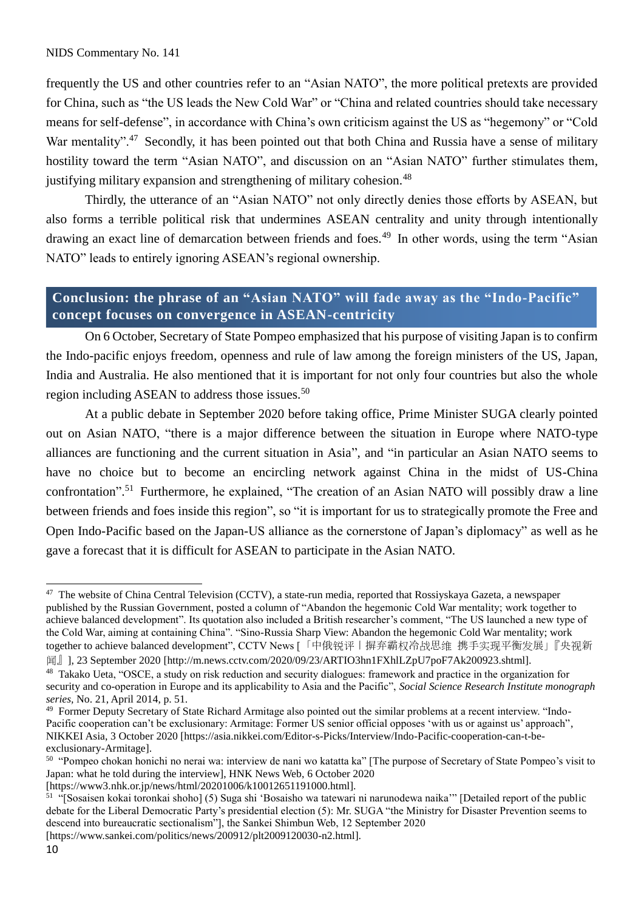frequently the US and other countries refer to an "Asian NATO", the more political pretexts are provided for China, such as "the US leads the New Cold War" or "China and related countries should take necessary means for self-defense", in accordance with China's own criticism against the US as "hegemony" or "Cold War mentality".[47] Secondly, it has been pointed out that both China and Russia have a sense of military hostility toward the term "Asian NATO", and discussion on an "Asian NATO" further stimulates them, justifying military expansion and strengthening of military cohesion.[48]

Thirdly, the utterance of an "Asian NATO" not only directly denies those efforts by ASEAN, but also forms a terrible political risk that undermines ASEAN centrality and unity through intentionally drawing an exact line of demarcation between friends and foes.[49] In other words, using the term "Asian NATO" leads to entirely ignoring ASEAN's regional ownership.

## Conclusion: the phrase of an "Asian NATO" will fade away as the "Indo-Pacific" concept focuses on convergence in ASEAN-centricity

On 6 October, Secretary of State Pompeo emphasized that his purpose of visiting Japan is to confirm the Indo-pacific enjoys freedom, openness and rule of law among the foreign ministers of the US, Japan, India and Australia. He also mentioned that it is important for not only four countries but also the whole region including ASEAN to address those issues.[50]

At a public debate in September 2020 before taking office, Prime Minister SUGA clearly pointed out on Asian NATO, "there is a major difference between the situation in Europe where NATO-type alliances are functioning and the current situation in Asia", and "in particular an Asian NATO seems to have no choice but to become an encircling network against China in the midst of US-China confrontation".[51] Furthermore, he explained, "The creation of an Asian NATO will possibly draw a line between friends and foes inside this region", so "it is important for us to strategically promote the Free and Open Indo-Pacific based on the Japan-US alliance as the cornerstone of Japan's diplomacy" as well as he gave a forecast that it is difficult for ASEAN to participate in the Asian NATO.

---

[47] The website of China Central Television (CCTV), a state-run media, reported that Rossiyskaya Gazeta, a newspaper published by the Russian Government, posted a column of "Abandon the hegemonic Cold War mentality; work together to achieve balanced development". Its quotation also included a British researcher's comment, "The US launched a new type of the Cold War, aiming at containing China". "Sino-Russia Sharp View: Abandon the hegemonic Cold War mentality; work together to achieve balanced development", CCTV News [「中俄锐评丨摒弃霸权冷战思维 携手实现平衡发展」『央视新闻』], 23 September 2020 [http://m.news.cctv.com/2020/09/23/ARTIO3hn1FXhlLZpU7poF7Ak200923.shtml].

[48] Takako Ueta, "OSCE, a study on risk reduction and security dialogues: framework and practice in the organization for security and co-operation in Europe and its applicability to Asia and the Pacific", *Social Science Research Institute monograph series*, No. 21, April 2014, p. 51.

[49] Former Deputy Secretary of State Richard Armitage also pointed out the similar problems at a recent interview. "Indo-Pacific cooperation can't be exclusionary: Armitage: Former US senior official opposes 'with us or against us' approach", NIKKEI Asia, 3 October 2020 [https://asia.nikkei.com/Editor-s-Picks/Interview/Indo-Pacific-cooperation-can-t-be-exclusionary-Armitage].

[50] "Pompeo chokan honichi no nerai wa: interview de nani wo katatta ka" [The purpose of Secretary of State Pompeo's visit to Japan: what he told during the interview], HNK News Web, 6 October 2020 [https://www3.nhk.or.jp/news/html/20201006/k10012651191000.html].

[51] "[Sosaisen kokai toronkai shoho] (5) Suga shi 'Bosaisho wa tatewari ni narunodewa naika'" [Detailed report of the public debate for the Liberal Democratic Party's presidential election (5): Mr. SUGA "the Ministry for Disaster Prevention seems to descend into bureaucratic sectionalism"], the Sankei Shimbun Web, 12 September 2020 [https://www.sankei.com/politics/news/200912/plt2009120030-n2.html].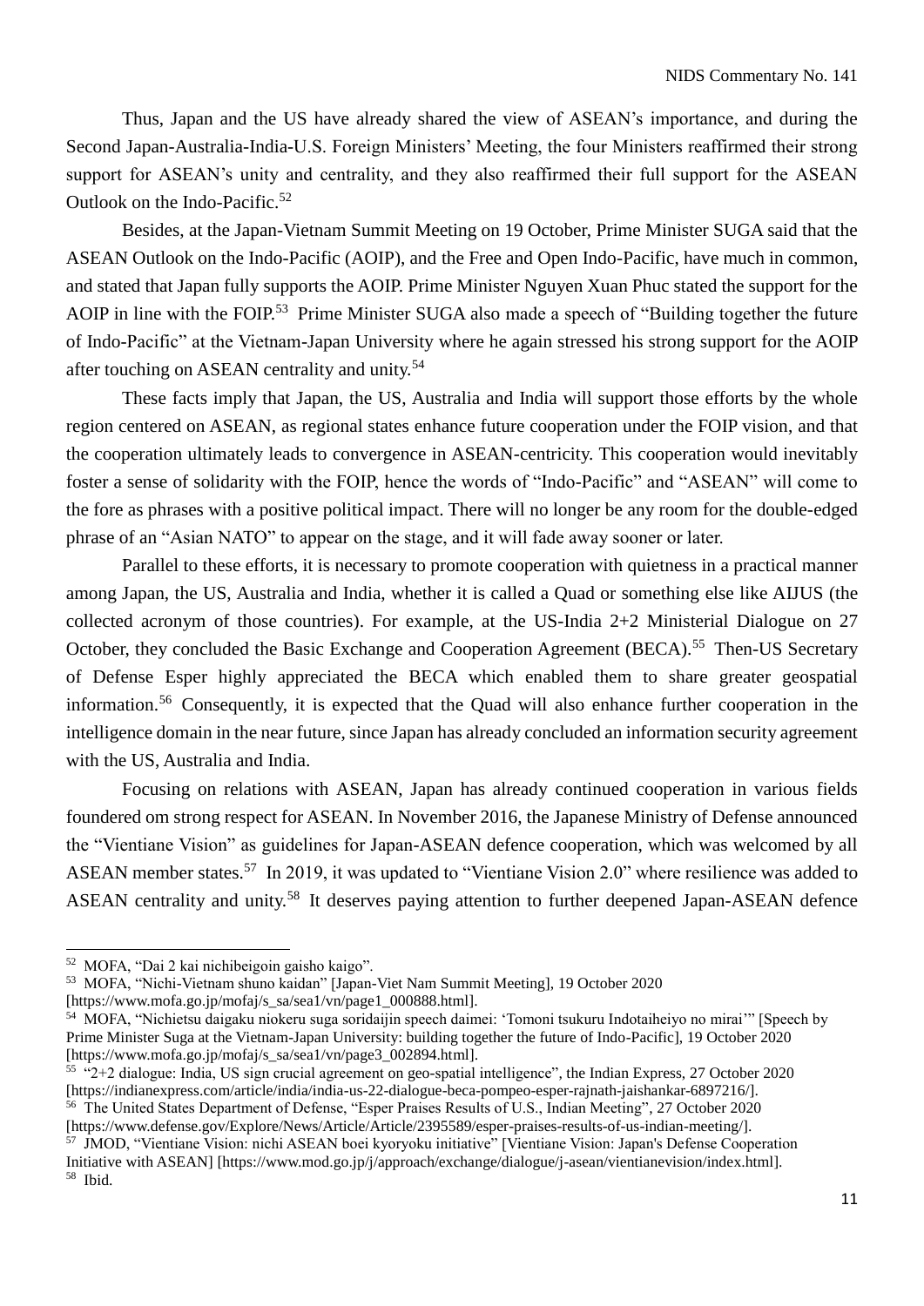Thus, Japan and the US have already shared the view of ASEAN's importance, and during the Second Japan-Australia-India-U.S. Foreign Ministers' Meeting, the four Ministers reaffirmed their strong support for ASEAN's unity and centrality, and they also reaffirmed their full support for the ASEAN Outlook on the Indo-Pacific.[52]

Besides, at the Japan-Vietnam Summit Meeting on 19 October, Prime Minister SUGA said that the ASEAN Outlook on the Indo-Pacific (AOIP), and the Free and Open Indo-Pacific, have much in common, and stated that Japan fully supports the AOIP. Prime Minister Nguyen Xuan Phuc stated the support for the AOIP in line with the FOIP.[53] Prime Minister SUGA also made a speech of "Building together the future of Indo-Pacific" at the Vietnam-Japan University where he again stressed his strong support for the AOIP after touching on ASEAN centrality and unity.[54]

These facts imply that Japan, the US, Australia and India will support those efforts by the whole region centered on ASEAN, as regional states enhance future cooperation under the FOIP vision, and that the cooperation ultimately leads to convergence in ASEAN-centricity. This cooperation would inevitably foster a sense of solidarity with the FOIP, hence the words of "Indo-Pacific" and "ASEAN" will come to the fore as phrases with a positive political impact. There will no longer be any room for the double-edged phrase of an "Asian NATO" to appear on the stage, and it will fade away sooner or later.

Parallel to these efforts, it is necessary to promote cooperation with quietness in a practical manner among Japan, the US, Australia and India, whether it is called a Quad or something else like AIJUS (the collected acronym of those countries). For example, at the US-India 2+2 Ministerial Dialogue on 27 October, they concluded the Basic Exchange and Cooperation Agreement (BECA).[55] Then-US Secretary of Defense Esper highly appreciated the BECA which enabled them to share greater geospatial information.[56] Consequently, it is expected that the Quad will also enhance further cooperation in the intelligence domain in the near future, since Japan has already concluded an information security agreement with the US, Australia and India.

Focusing on relations with ASEAN, Japan has already continued cooperation in various fields foundered om strong respect for ASEAN. In November 2016, the Japanese Ministry of Defense announced the "Vientiane Vision" as guidelines for Japan-ASEAN defence cooperation, which was welcomed by all ASEAN member states.[57] In 2019, it was updated to "Vientiane Vision 2.0" where resilience was added to ASEAN centrality and unity.[58] It deserves paying attention to further deepened Japan-ASEAN defence

---

[52] MOFA, "Dai 2 kai nichibeigoin gaisho kaigo".

[53] MOFA, "Nichi-Vietnam shuno kaidan" [Japan-Viet Nam Summit Meeting], 19 October 2020 [https://www.mofa.go.jp/mofaj/s_sa/sea1/vn/page1_000888.html].

[54] MOFA, "Nichietsu daigaku niokeru suga soridaijin speech daimei: 'Tomoni tsukuru Indotaiheiyo no mirai'" [Speech by Prime Minister Suga at the Vietnam-Japan University: building together the future of Indo-Pacific], 19 October 2020 [https://www.mofa.go.jp/mofaj/s_sa/sea1/vn/page3_002894.html].

[55] "2+2 dialogue: India, US sign crucial agreement on geo-spatial intelligence", the Indian Express, 27 October 2020 [https://indianexpress.com/article/india/india-us-22-dialogue-beca-pompeo-esper-rajnath-jaishankar-6897216/].

[56] The United States Department of Defense, "Esper Praises Results of U.S., Indian Meeting", 27 October 2020 [https://www.defense.gov/Explore/News/Article/Article/2395589/esper-praises-results-of-us-indian-meeting/].

[57] JMOD, "Vientiane Vision: nichi ASEAN boei kyoryoku initiative" [Vientiane Vision: Japan's Defense Cooperation Initiative with ASEAN] [https://www.mod.go.jp/j/approach/exchange/dialogue/j-asean/vientianevision/index.html].

[58] Ibid.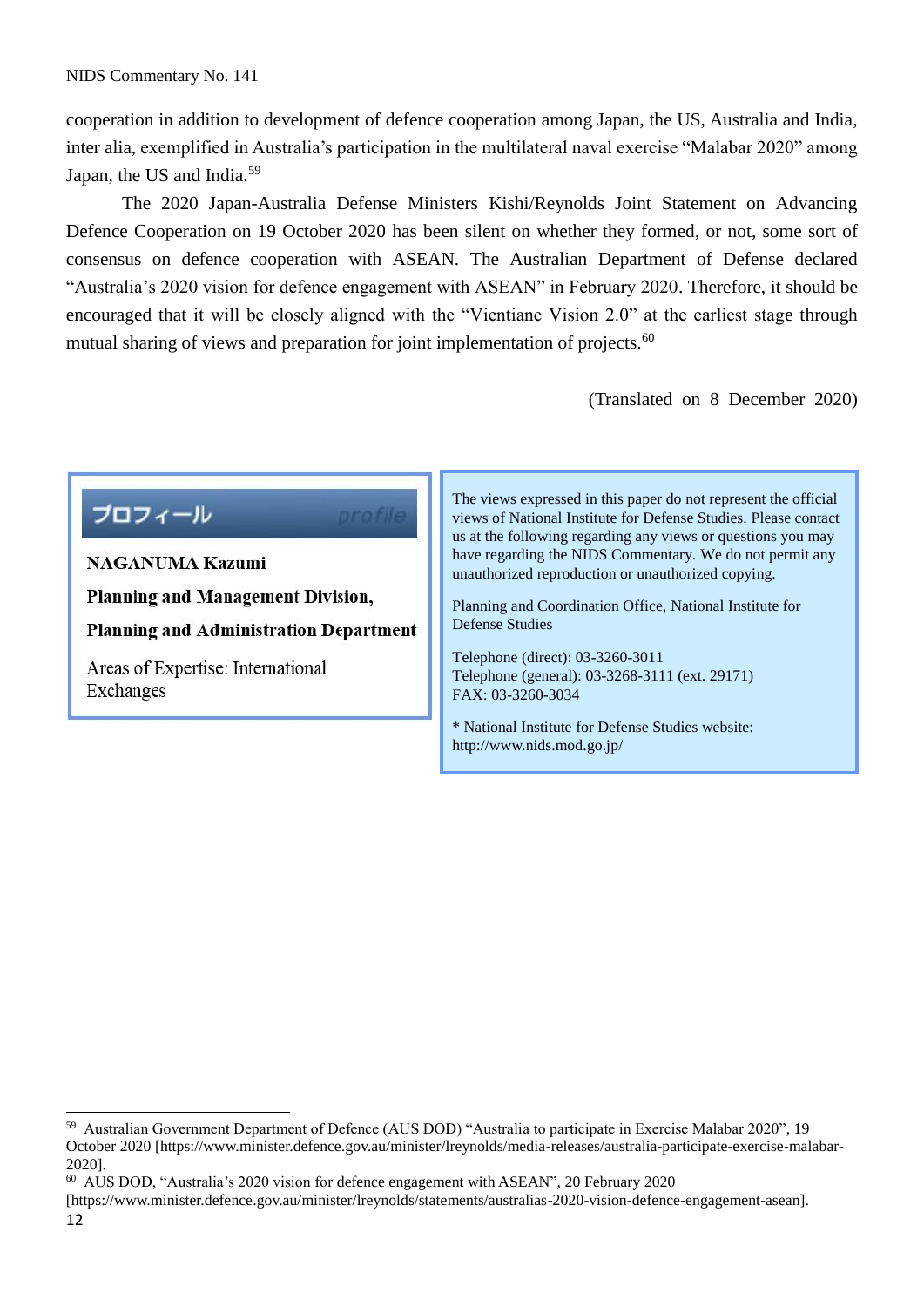cooperation in addition to development of defence cooperation among Japan, the US, Australia and India, inter alia, exemplified in Australia's participation in the multilateral naval exercise "Malabar 2020" among Japan, the US and India.[59]

The 2020 Japan-Australia Defense Ministers Kishi/Reynolds Joint Statement on Advancing Defence Cooperation on 19 October 2020 has been silent on whether they formed, or not, some sort of consensus on defence cooperation with ASEAN. The Australian Department of Defense declared "Australia's 2020 vision for defence engagement with ASEAN" in February 2020. Therefore, it should be encouraged that it will be closely aligned with the "Vientiane Vision 2.0" at the earliest stage through mutual sharing of views and preparation for joint implementation of projects.[60]

(Translated on 8 December 2020)

プロフィール profile

**NAGANUMA Kazumi**

**Planning and Management Division,**

**Planning and Administration Department**

Areas of Expertise: International Exchanges

The views expressed in this paper do not represent the official views of National Institute for Defense Studies. Please contact us at the following regarding any views or questions you may have regarding the NIDS Commentary. We do not permit any unauthorized reproduction or unauthorized copying.

Planning and Coordination Office, National Institute for Defense Studies

Telephone (direct): 03-3260-3011
Telephone (general): 03-3268-3111 (ext. 29171)
FAX: 03-3260-3034

* National Institute for Defense Studies website: http://www.nids.mod.go.jp/

---

[59] Australian Government Department of Defence (AUS DOD) "Australia to participate in Exercise Malabar 2020", 19 October 2020 [https://www.minister.defence.gov.au/minister/lreynolds/media-releases/australia-participate-exercise-malabar-2020].

[60] AUS DOD, "Australia's 2020 vision for defence engagement with ASEAN", 20 February 2020 [https://www.minister.defence.gov.au/minister/lreynolds/statements/australias-2020-vision-defence-engagement-asean].